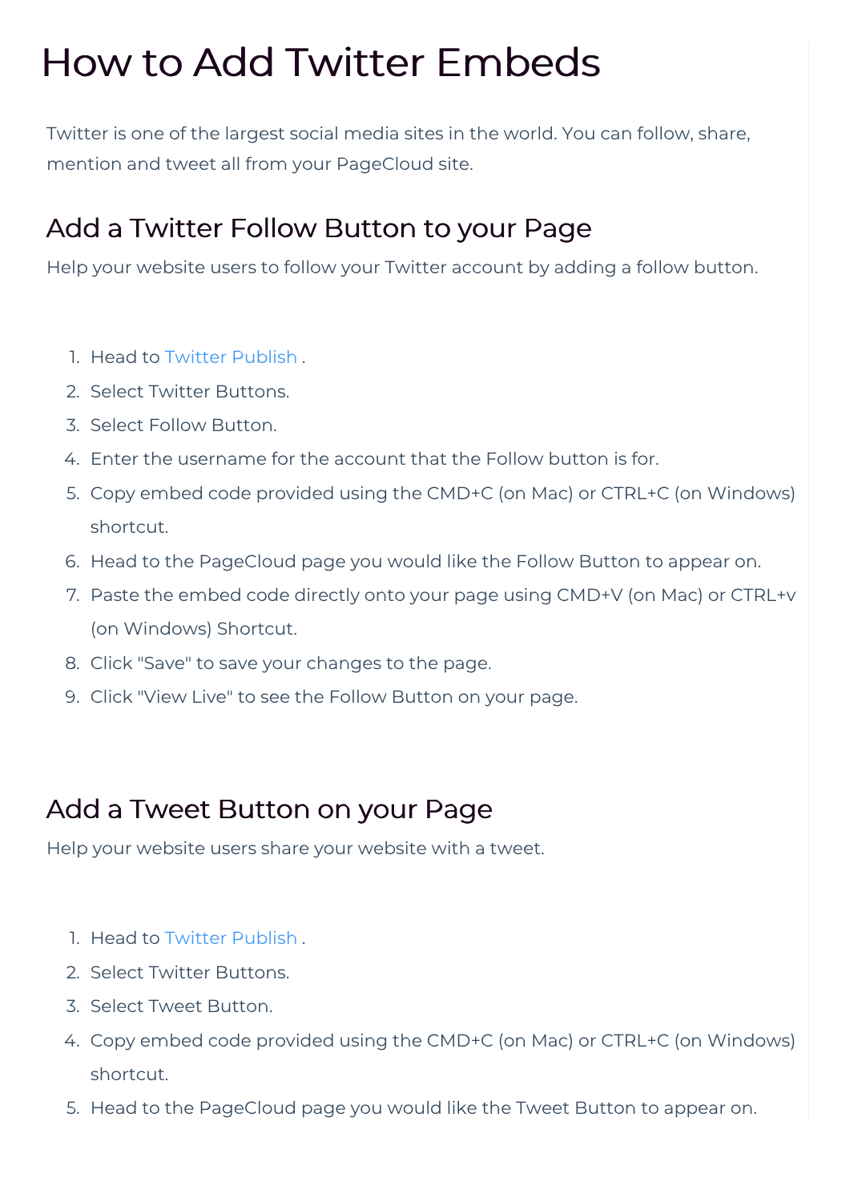# How to Add Twitter Embeds

Twitter is one of the largest social media sites in the world. You can follow, share, mention and tweet all from your PageCloud site.

## Add a Twitter Follow Button to your Page

Help your website users to follow your Twitter account by adding a follow button.

1. Head to Twitter Publish .
2. Select Twitter Buttons.
3. Select Follow Button.
4. Enter the username for the account that the Follow button is for.
5. Copy embed code provided using the CMD+C (on Mac) or CTRL+C (on Windows) shortcut.
6. Head to the PageCloud page you would like the Follow Button to appear on.
7. Paste the embed code directly onto your page using CMD+V (on Mac) or CTRL+v (on Windows) Shortcut.
8. Click "Save" to save your changes to the page.
9. Click "View Live" to see the Follow Button on your page.

## Add a Tweet Button on your Page

Help your website users share your website with a tweet.

1. Head to Twitter Publish .
2. Select Twitter Buttons.
3. Select Tweet Button.
4. Copy embed code provided using the CMD+C (on Mac) or CTRL+C (on Windows) shortcut.
5. Head to the PageCloud page you would like the Tweet Button to appear on.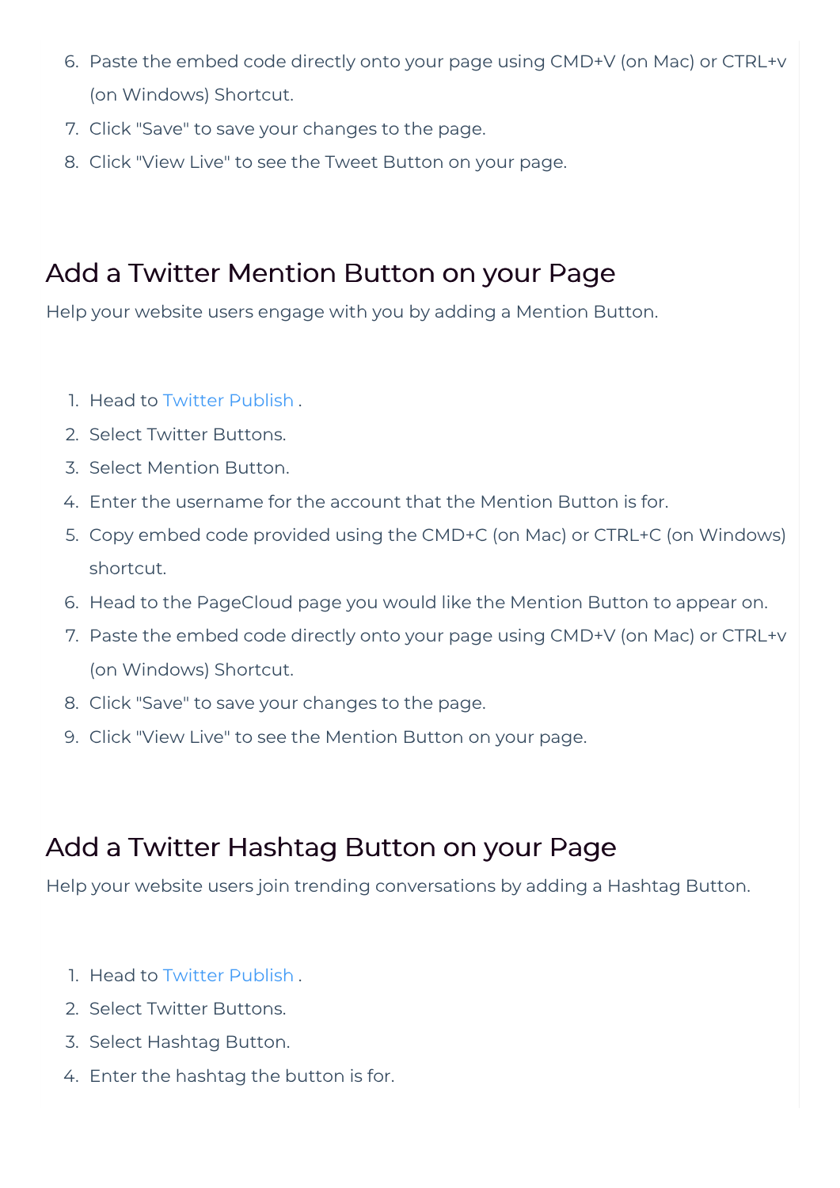6. Paste the embed code directly onto your page using CMD+V (on Mac) or CTRL+v (on Windows) Shortcut.
7. Click "Save" to save your changes to the page.
8. Click "View Live" to see the Tweet Button on your page.

## Add a Twitter Mention Button on your Page

Help your website users engage with you by adding a Mention Button.

1. Head to Twitter Publish .
2. Select Twitter Buttons.
3. Select Mention Button.
4. Enter the username for the account that the Mention Button is for.
5. Copy embed code provided using the CMD+C (on Mac) or CTRL+C (on Windows) shortcut.
6. Head to the PageCloud page you would like the Mention Button to appear on.
7. Paste the embed code directly onto your page using CMD+V (on Mac) or CTRL+v (on Windows) Shortcut.
8. Click "Save" to save your changes to the page.
9. Click "View Live" to see the Mention Button on your page.

## Add a Twitter Hashtag Button on your Page

Help your website users join trending conversations by adding a Hashtag Button.

1. Head to Twitter Publish .
2. Select Twitter Buttons.
3. Select Hashtag Button.
4. Enter the hashtag the button is for.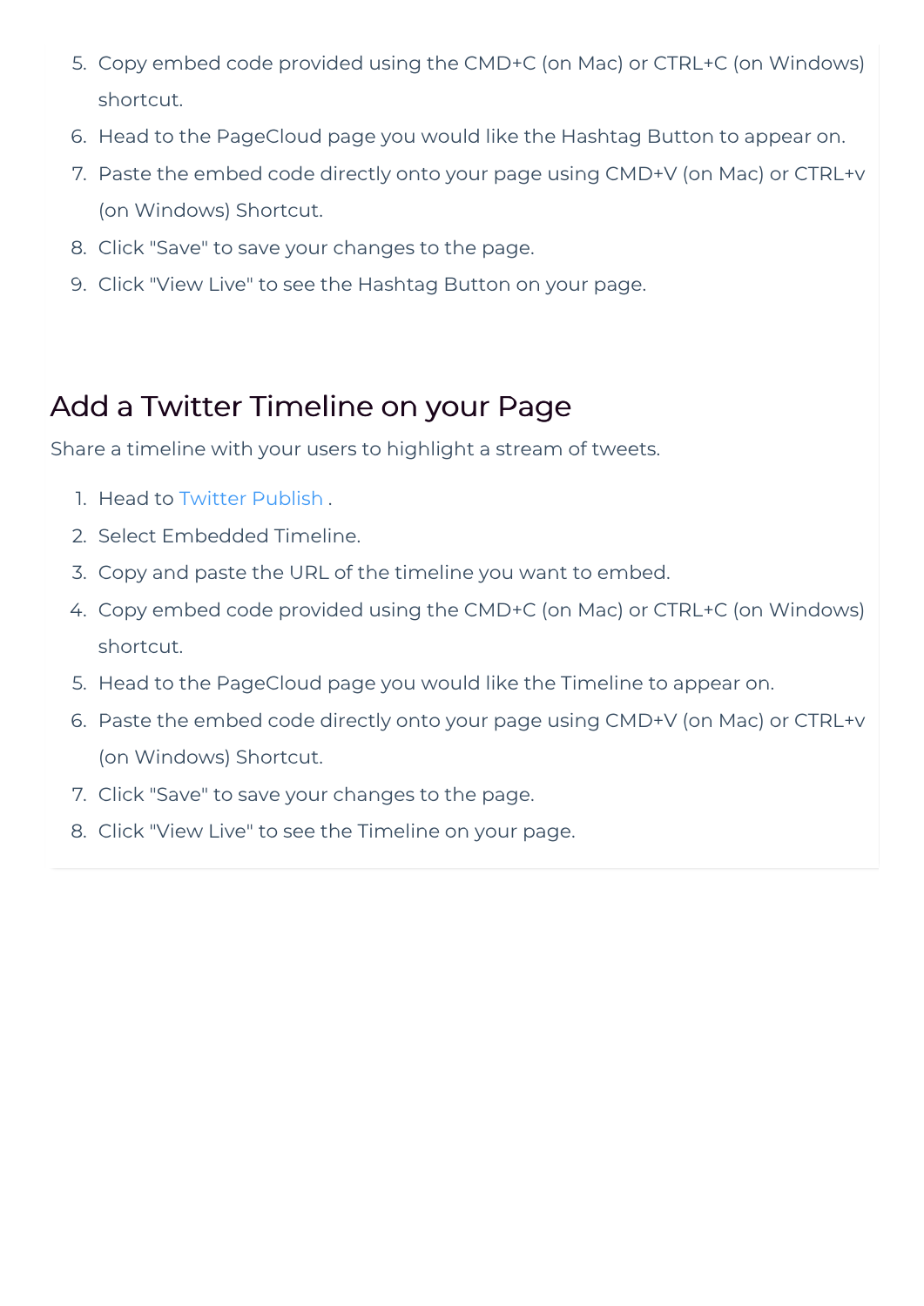5. Copy embed code provided using the CMD+C (on Mac) or CTRL+C (on Windows) shortcut.
6. Head to the PageCloud page you would like the Hashtag Button to appear on.
7. Paste the embed code directly onto your page using CMD+V (on Mac) or CTRL+v (on Windows) Shortcut.
8. Click "Save" to save your changes to the page.
9. Click "View Live" to see the Hashtag Button on your page.

## Add a Twitter Timeline on your Page

Share a timeline with your users to highlight a stream of tweets.

1. Head to Twitter Publish .
2. Select Embedded Timeline.
3. Copy and paste the URL of the timeline you want to embed.
4. Copy embed code provided using the CMD+C (on Mac) or CTRL+C (on Windows) shortcut.
5. Head to the PageCloud page you would like the Timeline to appear on.
6. Paste the embed code directly onto your page using CMD+V (on Mac) or CTRL+v (on Windows) Shortcut.
7. Click "Save" to save your changes to the page.
8. Click "View Live" to see the Timeline on your page.